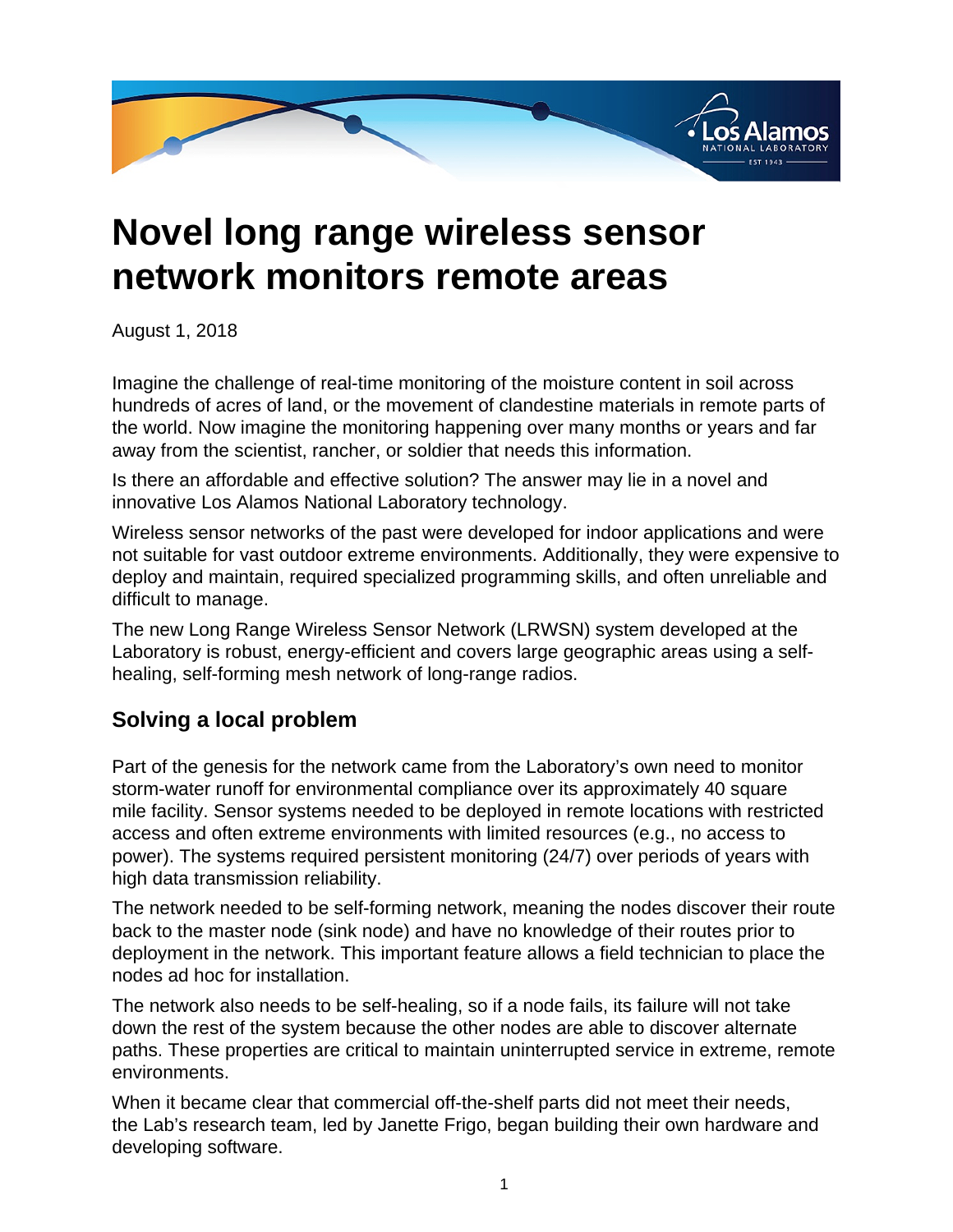# Novel long range wireless sensor network monitors remote areas

August 1, 2018

Imagine the challenge of real-time monitoring of the moisture content in soil across hundreds of acres of land, or the movement of clandestine materials in remote parts of the world. Now imagine the monitoring happening over many months or years and far away from the scientist, rancher, or soldier that needs this information.

Is there an affordable and effective solution? The answer may lie in a novel and innovative Los Alamos National Laboratory technology.

Wireless sensor networks of the past were developed for indoor applications and were not suitable for vast outdoor extreme environments. Additionally, they were expensive to deploy and maintain, required specialized programming skills, and often unreliable and difficult to manage.

The new Long Range Wireless Sensor Network (LRWSN) system developed at the Laboratory is robust, energy-efficient and covers large geographic areas using a self-healing, self-forming mesh network of long-range radios.

## Solving a local problem

Part of the genesis for the network came from the Laboratory's own need to monitor storm-water runoff for environmental compliance over its approximately 40 square mile facility. Sensor systems needed to be deployed in remote locations with restricted access and often extreme environments with limited resources (e.g., no access to power). The systems required persistent monitoring (24/7) over periods of years with high data transmission reliability.

The network needed to be self-forming network, meaning the nodes discover their route back to the master node (sink node) and have no knowledge of their routes prior to deployment in the network. This important feature allows a field technician to place the nodes ad hoc for installation.

The network also needs to be self-healing, so if a node fails, its failure will not take down the rest of the system because the other nodes are able to discover alternate paths. These properties are critical to maintain uninterrupted service in extreme, remote environments.

When it became clear that commercial off-the-shelf parts did not meet their needs, the Lab's research team, led by Janette Frigo, began building their own hardware and developing software.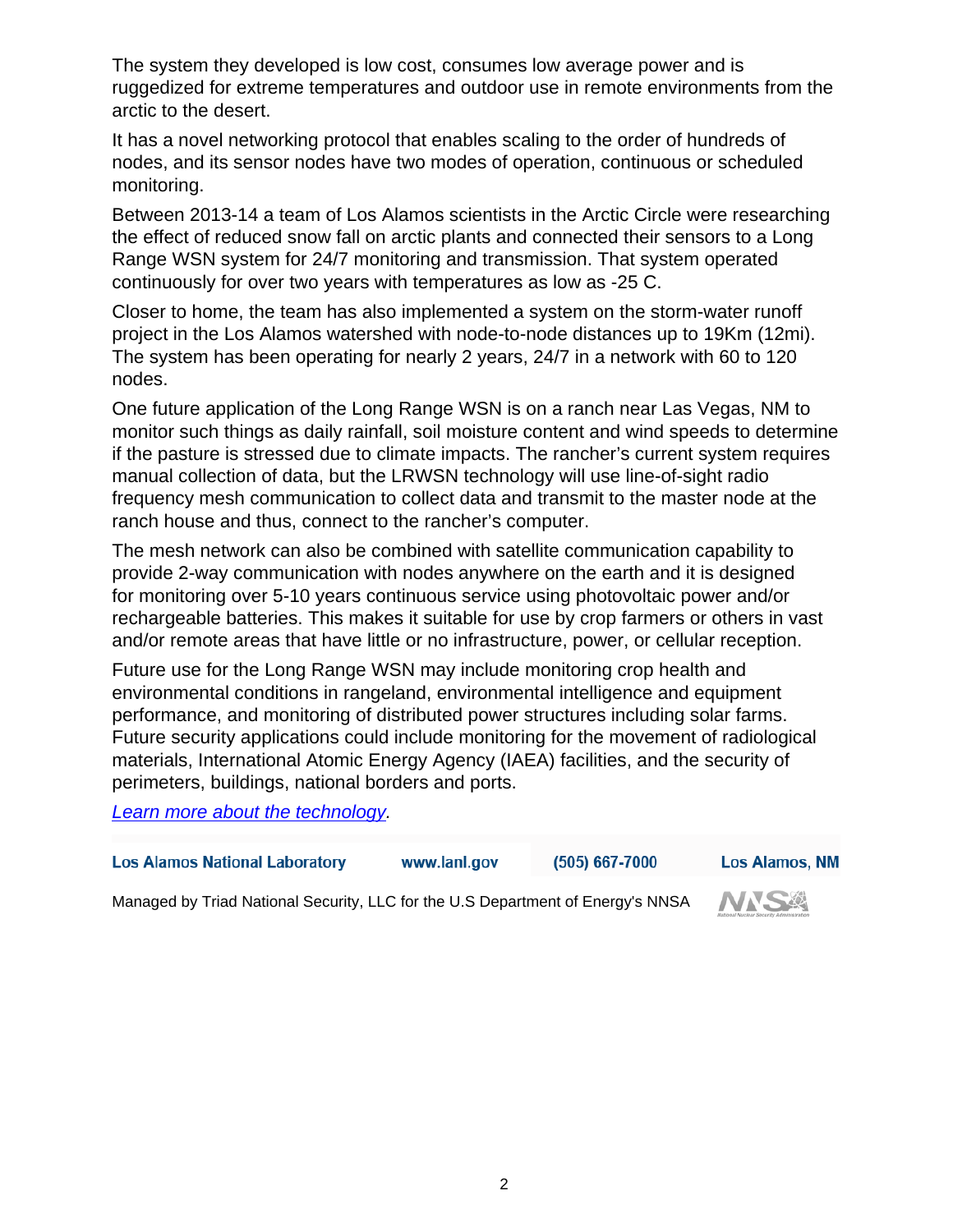The system they developed is low cost, consumes low average power and is ruggedized for extreme temperatures and outdoor use in remote environments from the arctic to the desert.

It has a novel networking protocol that enables scaling to the order of hundreds of nodes, and its sensor nodes have two modes of operation, continuous or scheduled monitoring.

Between 2013-14 a team of Los Alamos scientists in the Arctic Circle were researching the effect of reduced snow fall on arctic plants and connected their sensors to a Long Range WSN system for 24/7 monitoring and transmission. That system operated continuously for over two years with temperatures as low as -25 C.

Closer to home, the team has also implemented a system on the storm-water runoff project in the Los Alamos watershed with node-to-node distances up to 19Km (12mi). The system has been operating for nearly 2 years, 24/7 in a network with 60 to 120 nodes.

One future application of the Long Range WSN is on a ranch near Las Vegas, NM to monitor such things as daily rainfall, soil moisture content and wind speeds to determine if the pasture is stressed due to climate impacts. The rancher's current system requires manual collection of data, but the LRWSN technology will use line-of-sight radio frequency mesh communication to collect data and transmit to the master node at the ranch house and thus, connect to the rancher's computer.

The mesh network can also be combined with satellite communication capability to provide 2-way communication with nodes anywhere on the earth and it is designed for monitoring over 5-10 years continuous service using photovoltaic power and/or rechargeable batteries. This makes it suitable for use by crop farmers or others in vast and/or remote areas that have little or no infrastructure, power, or cellular reception.

Future use for the Long Range WSN may include monitoring crop health and environmental conditions in rangeland, environmental intelligence and equipment performance, and monitoring of distributed power structures including solar farms. Future security applications could include monitoring for the movement of radiological materials, International Atomic Energy Agency (IAEA) facilities, and the security of perimeters, buildings, national borders and ports.

*Learn more about the technology.*

**Los Alamos National Laboratory** **www.lanl.gov** **(505) 667-7000** **Los Alamos, NM**

Managed by Triad National Security, LLC for the U.S Department of Energy's NNSA